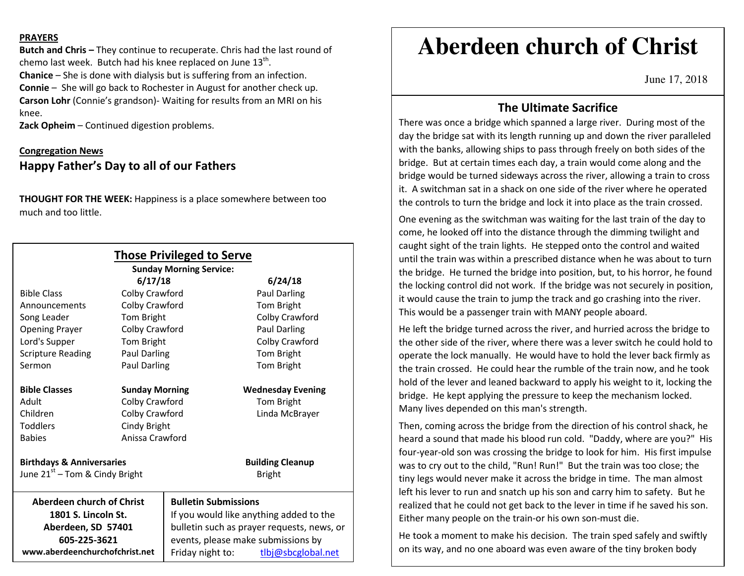**PRAYERS**

**Butch and Chris –** They continue to recuperate. Chris had the last round of chemo last week. Butch had his knee replaced on June 13th.

**Chanice** – She is done with dialysis but is suffering from an infection.

**Connie** – She will go back to Rochester in August for another check up.

**Carson Lohr** (Connie's grandson)- Waiting for results from an MRI on his knee.

**Zack Opheim** – Continued digestion problems.

**Congregation News**

## Happy Father's Day to all of our Fathers

**THOUGHT FOR THE WEEK:** Happiness is a place somewhere between too much and too little.

## Those Privileged to Serve

**Sunday Morning Service:**

| | 6/17/18 | 6/24/18 |
|---|---|---|
| Bible Class | Colby Crawford | Paul Darling |
| Announcements | Colby Crawford | Tom Bright |
| Song Leader | Tom Bright | Colby Crawford |
| Opening Prayer | Colby Crawford | Paul Darling |
| Lord's Supper | Tom Bright | Colby Crawford |
| Scripture Reading | Paul Darling | Tom Bright |
| Sermon | Paul Darling | Tom Bright |

| Bible Classes | Sunday Morning | Wednesday Evening |
|---|---|---|
| Adult | Colby Crawford | Tom Bright |
| Children | Colby Crawford | Linda McBrayer |
| Toddlers | Cindy Bright | |
| Babies | Anissa Crawford | |

**Birthdays & Anniversaries**
June 21st – Tom & Cindy Bright

**Building Cleanup**
Bright

**Aberdeen church of Christ**
**1801 S. Lincoln St.**
**Aberdeen, SD 57401**
**605-225-3621**
**www.aberdeenchurchofchrist.net**

**Bulletin Submissions**
If you would like anything added to the bulletin such as prayer requests, news, or events, please make submissions by Friday night to: tlbj@sbcglobal.net

# Aberdeen church of Christ

June 17, 2018

## The Ultimate Sacrifice

There was once a bridge which spanned a large river. During most of the day the bridge sat with its length running up and down the river paralleled with the banks, allowing ships to pass through freely on both sides of the bridge. But at certain times each day, a train would come along and the bridge would be turned sideways across the river, allowing a train to cross it. A switchman sat in a shack on one side of the river where he operated the controls to turn the bridge and lock it into place as the train crossed.

One evening as the switchman was waiting for the last train of the day to come, he looked off into the distance through the dimming twilight and caught sight of the train lights. He stepped onto the control and waited until the train was within a prescribed distance when he was about to turn the bridge. He turned the bridge into position, but, to his horror, he found the locking control did not work. If the bridge was not securely in position, it would cause the train to jump the track and go crashing into the river. This would be a passenger train with MANY people aboard.

He left the bridge turned across the river, and hurried across the bridge to the other side of the river, where there was a lever switch he could hold to operate the lock manually. He would have to hold the lever back firmly as the train crossed. He could hear the rumble of the train now, and he took hold of the lever and leaned backward to apply his weight to it, locking the bridge. He kept applying the pressure to keep the mechanism locked. Many lives depended on this man's strength.

Then, coming across the bridge from the direction of his control shack, he heard a sound that made his blood run cold. "Daddy, where are you?" His four-year-old son was crossing the bridge to look for him. His first impulse was to cry out to the child, "Run! Run!" But the train was too close; the tiny legs would never make it across the bridge in time. The man almost left his lever to run and snatch up his son and carry him to safety. But he realized that he could not get back to the lever in time if he saved his son. Either many people on the train-or his own son-must die.

He took a moment to make his decision. The train sped safely and swiftly on its way, and no one aboard was even aware of the tiny broken body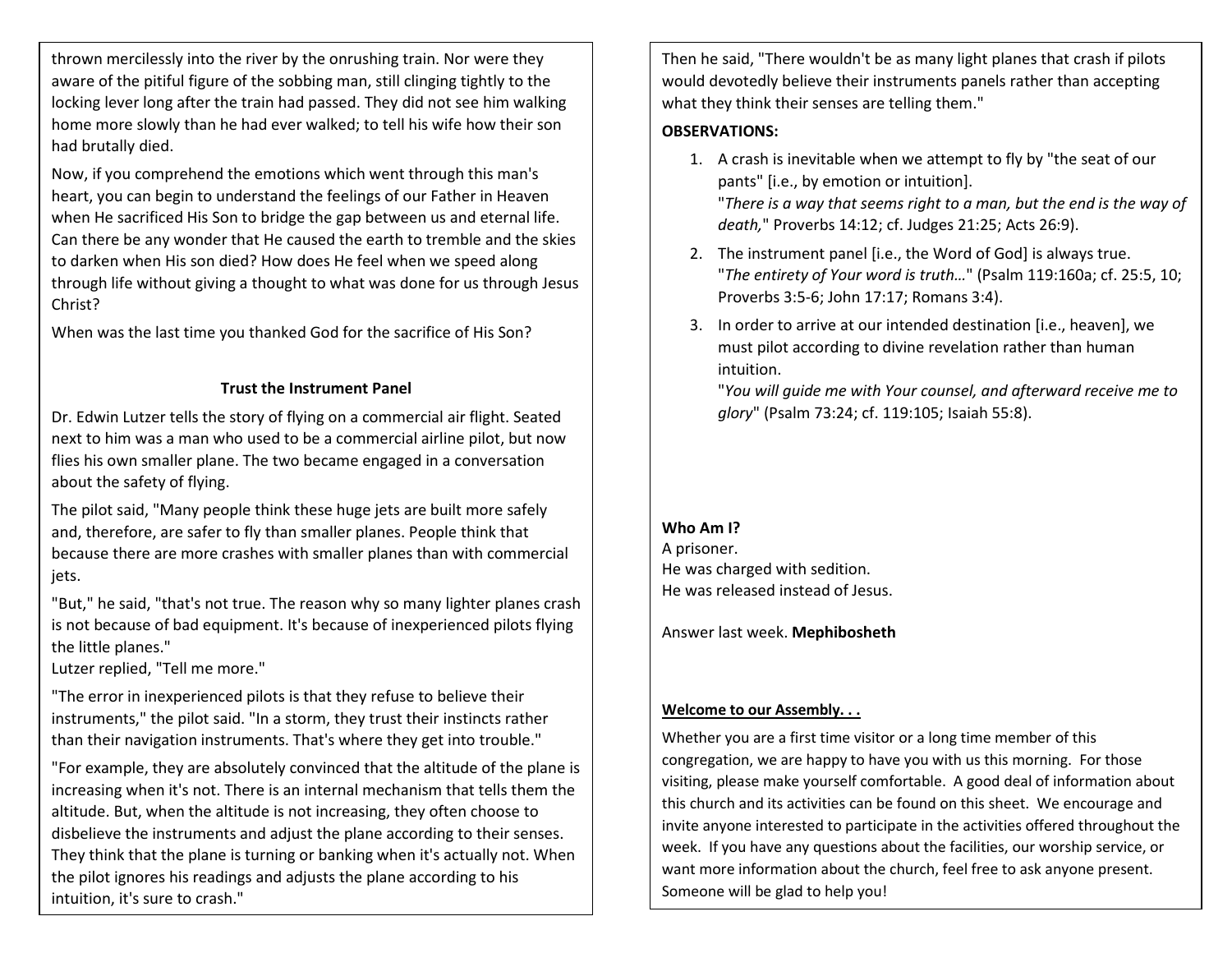thrown mercilessly into the river by the onrushing train. Nor were they aware of the pitiful figure of the sobbing man, still clinging tightly to the locking lever long after the train had passed. They did not see him walking home more slowly than he had ever walked; to tell his wife how their son had brutally died.

Now, if you comprehend the emotions which went through this man's heart, you can begin to understand the feelings of our Father in Heaven when He sacrificed His Son to bridge the gap between us and eternal life. Can there be any wonder that He caused the earth to tremble and the skies to darken when His son died? How does He feel when we speed along through life without giving a thought to what was done for us through Jesus Christ?

When was the last time you thanked God for the sacrifice of His Son?

**Trust the Instrument Panel**

Dr. Edwin Lutzer tells the story of flying on a commercial air flight. Seated next to him was a man who used to be a commercial airline pilot, but now flies his own smaller plane. The two became engaged in a conversation about the safety of flying.

The pilot said, "Many people think these huge jets are built more safely and, therefore, are safer to fly than smaller planes. People think that because there are more crashes with smaller planes than with commercial jets.

"But," he said, "that's not true. The reason why so many lighter planes crash is not because of bad equipment. It's because of inexperienced pilots flying the little planes."
Lutzer replied, "Tell me more."

"The error in inexperienced pilots is that they refuse to believe their instruments," the pilot said. "In a storm, they trust their instincts rather than their navigation instruments. That's where they get into trouble."

"For example, they are absolutely convinced that the altitude of the plane is increasing when it's not. There is an internal mechanism that tells them the altitude. But, when the altitude is not increasing, they often choose to disbelieve the instruments and adjust the plane according to their senses. They think that the plane is turning or banking when it's actually not. When the pilot ignores his readings and adjusts the plane according to his intuition, it's sure to crash."

Then he said, "There wouldn't be as many light planes that crash if pilots would devotedly believe their instruments panels rather than accepting what they think their senses are telling them."

**OBSERVATIONS:**

1. A crash is inevitable when we attempt to fly by "the seat of our pants" [i.e., by emotion or intuition].
   "*There is a way that seems right to a man, but the end is the way of death,*" Proverbs 14:12; cf. Judges 21:25; Acts 26:9).
2. The instrument panel [i.e., the Word of God] is always true.
   "*The entirety of Your word is truth…*" (Psalm 119:160a; cf. 25:5, 10; Proverbs 3:5-6; John 17:17; Romans 3:4).
3. In order to arrive at our intended destination [i.e., heaven], we must pilot according to divine revelation rather than human intuition.
   "*You will guide me with Your counsel, and afterward receive me to glory*" (Psalm 73:24; cf. 119:105; Isaiah 55:8).

**Who Am I?**
A prisoner.
He was charged with sedition.
He was released instead of Jesus.

Answer last week. **Mephibosheth**

**Welcome to our Assembly. . .**

Whether you are a first time visitor or a long time member of this congregation, we are happy to have you with us this morning. For those visiting, please make yourself comfortable. A good deal of information about this church and its activities can be found on this sheet. We encourage and invite anyone interested to participate in the activities offered throughout the week. If you have any questions about the facilities, our worship service, or want more information about the church, feel free to ask anyone present. Someone will be glad to help you!